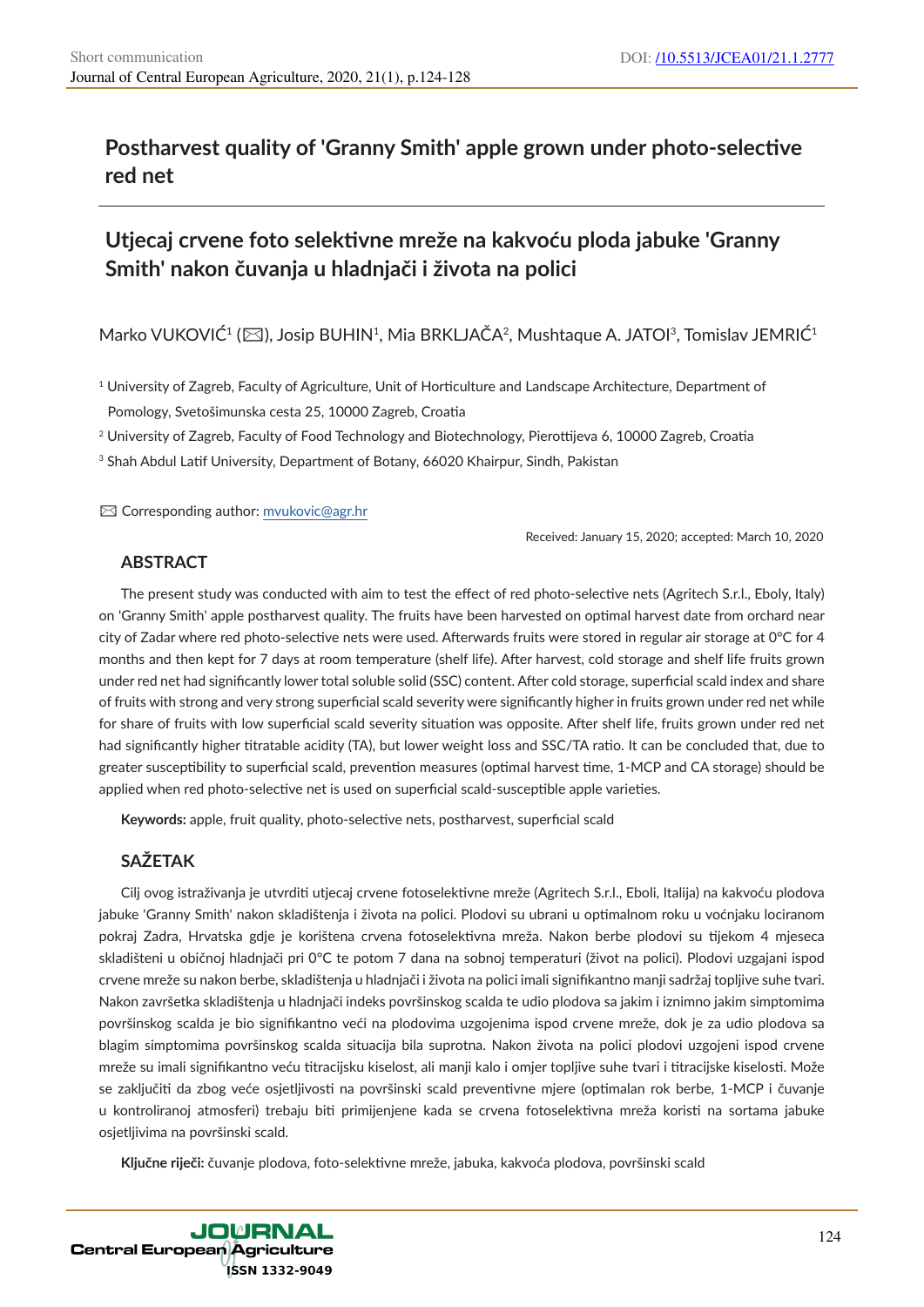# Postharvest quality of 'Granny Smith' apple grown under photo-selective red net

# Utjecaj crvene foto selektivne mreže na kakvoću ploda jabuke 'Granny Smith' nakon čuvanja u hladnjači i života na polici

Marko VUKOVIĆ[1] (✉), Josip BUHIN[1], Mia BRKLJAČA[2], Mushtaque A. JATOI[3], Tomislav JEMRIĆ[1]

[1] University of Zagreb, Faculty of Agriculture, Unit of Horticulture and Landscape Architecture, Department of Pomology, Svetošimunska cesta 25, 10000 Zagreb, Croatia

[2] University of Zagreb, Faculty of Food Technology and Biotechnology, Pierottijeva 6, 10000 Zagreb, Croatia

[3] Shah Abdul Latif University, Department of Botany, 66020 Khairpur, Sindh, Pakistan

✉ Corresponding author: mvukovic@agr.hr

Received: January 15, 2020; accepted: March 10, 2020

## ABSTRACT

The present study was conducted with aim to test the effect of red photo-selective nets (Agritech S.r.l., Eboly, Italy) on 'Granny Smith' apple postharvest quality. The fruits have been harvested on optimal harvest date from orchard near city of Zadar where red photo-selective nets were used. Afterwards fruits were stored in regular air storage at 0°C for 4 months and then kept for 7 days at room temperature (shelf life). After harvest, cold storage and shelf life fruits grown under red net had significantly lower total soluble solid (SSC) content. After cold storage, superficial scald index and share of fruits with strong and very strong superficial scald severity were significantly higher in fruits grown under red net while for share of fruits with low superficial scald severity situation was opposite. After shelf life, fruits grown under red net had significantly higher titratable acidity (TA), but lower weight loss and SSC/TA ratio. It can be concluded that, due to greater susceptibility to superficial scald, prevention measures (optimal harvest time, 1-MCP and CA storage) should be applied when red photo-selective net is used on superficial scald-susceptible apple varieties.

**Keywords:** apple, fruit quality, photo-selective nets, postharvest, superficial scald

## SAŽETAK

Cilj ovog istraživanja je utvrditi utjecaj crvene fotoselektivne mreže (Agritech S.r.l., Eboli, Italija) na kakvoću plodova jabuke 'Granny Smith' nakon skladištenja i života na polici. Plodovi su ubrani u optimalnom roku u voćnjaku lociranom pokraj Zadra, Hrvatska gdje je korištena crvena fotoselektivna mreža. Nakon berbe plodovi su tijekom 4 mjeseca skladišteni u običnoj hladnjači pri 0°C te potom 7 dana na sobnoj temperaturi (život na polici). Plodovi uzgajani ispod crvene mreže su nakon berbe, skladištenja u hladnjači i života na polici imali signifikantno manji sadržaj topljive suhe tvari. Nakon završetka skladištenja u hladnjači indeks površinskog scalda te udio plodova sa jakim i iznimno jakim simptomima površinskog scalda je bio signifikantno veći na plodovima uzgojenima ispod crvene mreže, dok je za udio plodova sa blagim simptomima površinskog scalda situacija bila suprotna. Nakon života na polici plodovi uzgojeni ispod crvene mreže su imali signifikantno veću titracijsku kiselost, ali manji kalo i omjer topljive suhe tvari i titracijske kiselosti. Može se zaključiti da zbog veće osjetljivosti na površinski scald preventivne mjere (optimalan rok berbe, 1-MCP i čuvanje u kontroliranoj atmosferi) trebaju biti primijenjene kada se crvena fotoselektivna mreža koristi na sortama jabuke osjetljivima na površinski scald.

**Ključne riječi:** čuvanje plodova, foto-selektivne mreže, jabuka, kakvoća plodova, površinski scald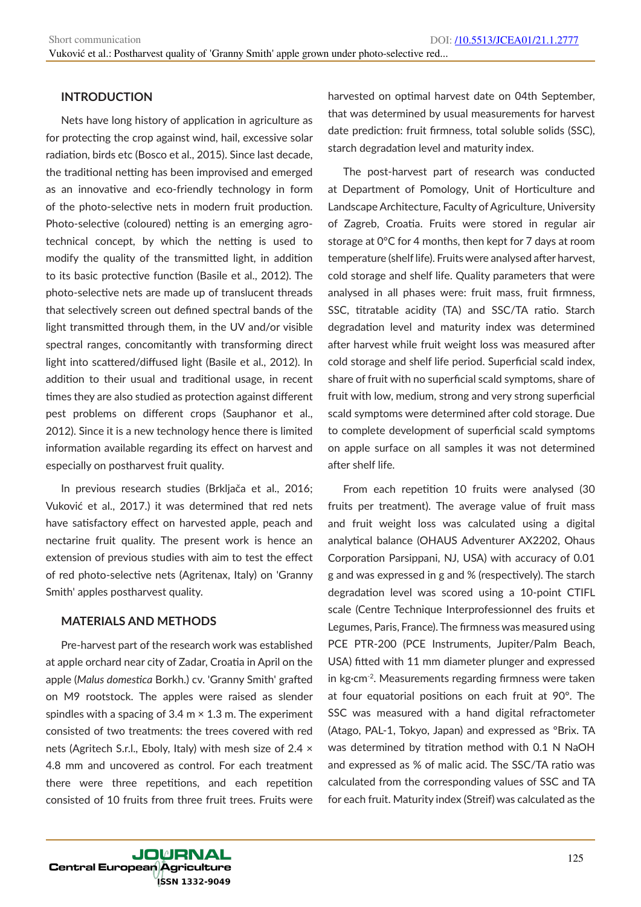## INTRODUCTION

Nets have long history of application in agriculture as for protecting the crop against wind, hail, excessive solar radiation, birds etc (Bosco et al., 2015). Since last decade, the traditional netting has been improved and emerged as an innovative and eco-friendly technology in form of the photo-selective nets in modern fruit production. Photo-selective (coloured) netting is an emerging agro-technical concept, by which the netting is used to modify the quality of the transmitted light, in addition to its basic protective function (Basile et al., 2012). The photo-selective nets are made up of translucent threads that selectively screen out defined spectral bands of the light transmitted through them, in the UV and/or visible spectral ranges, concomitantly with transforming direct light into scattered/diffused light (Basile et al., 2012). In addition to their usual and traditional usage, in recent times they are also studied as protection against different pest problems on different crops (Sauphanor et al., 2012). Since it is a new technology hence there is limited information available regarding its effect on harvest and especially on postharvest fruit quality.

In previous research studies (Brkljača et al., 2016; Vuković et al., 2017.) it was determined that red nets have satisfactory effect on harvested apple, peach and nectarine fruit quality. The present work is hence an extension of previous studies with aim to test the effect of red photo-selective nets (Agritenax, Italy) on 'Granny Smith' apples postharvest quality.

## MATERIALS AND METHODS

Pre-harvest part of the research work was established at apple orchard near city of Zadar, Croatia in April on the apple (*Malus domestica* Borkh.) cv. 'Granny Smith' grafted on M9 rootstock. The apples were raised as slender spindles with a spacing of 3.4 m × 1.3 m. The experiment consisted of two treatments: the trees covered with red nets (Agritech S.r.l., Eboly, Italy) with mesh size of 2.4 × 4.8 mm and uncovered as control. For each treatment there were three repetitions, and each repetition consisted of 10 fruits from three fruit trees. Fruits were harvested on optimal harvest date on 04th September, that was determined by usual measurements for harvest date prediction: fruit firmness, total soluble solids (SSC), starch degradation level and maturity index.

The post-harvest part of research was conducted at Department of Pomology, Unit of Horticulture and Landscape Architecture, Faculty of Agriculture, University of Zagreb, Croatia. Fruits were stored in regular air storage at 0°C for 4 months, then kept for 7 days at room temperature (shelf life). Fruits were analysed after harvest, cold storage and shelf life. Quality parameters that were analysed in all phases were: fruit mass, fruit firmness, SSC, titratable acidity (TA) and SSC/TA ratio. Starch degradation level and maturity index was determined after harvest while fruit weight loss was measured after cold storage and shelf life period. Superficial scald index, share of fruit with no superficial scald symptoms, share of fruit with low, medium, strong and very strong superficial scald symptoms were determined after cold storage. Due to complete development of superficial scald symptoms on apple surface on all samples it was not determined after shelf life.

From each repetition 10 fruits were analysed (30 fruits per treatment). The average value of fruit mass and fruit weight loss was calculated using a digital analytical balance (OHAUS Adventurer AX2202, Ohaus Corporation Parsippani, NJ, USA) with accuracy of 0.01 g and was expressed in g and % (respectively). The starch degradation level was scored using a 10-point CTIFL scale (Centre Technique Interprofessionnel des fruits et Legumes, Paris, France). The firmness was measured using PCE PTR-200 (PCE Instruments, Jupiter/Palm Beach, USA) fitted with 11 mm diameter plunger and expressed in kg·cm$^{-2}$. Measurements regarding firmness were taken at four equatorial positions on each fruit at 90°. The SSC was measured with a hand digital refractometer (Atago, PAL-1, Tokyo, Japan) and expressed as °Brix. TA was determined by titration method with 0.1 N NaOH and expressed as % of malic acid. The SSC/TA ratio was calculated from the corresponding values of SSC and TA for each fruit. Maturity index (Streif) was calculated as the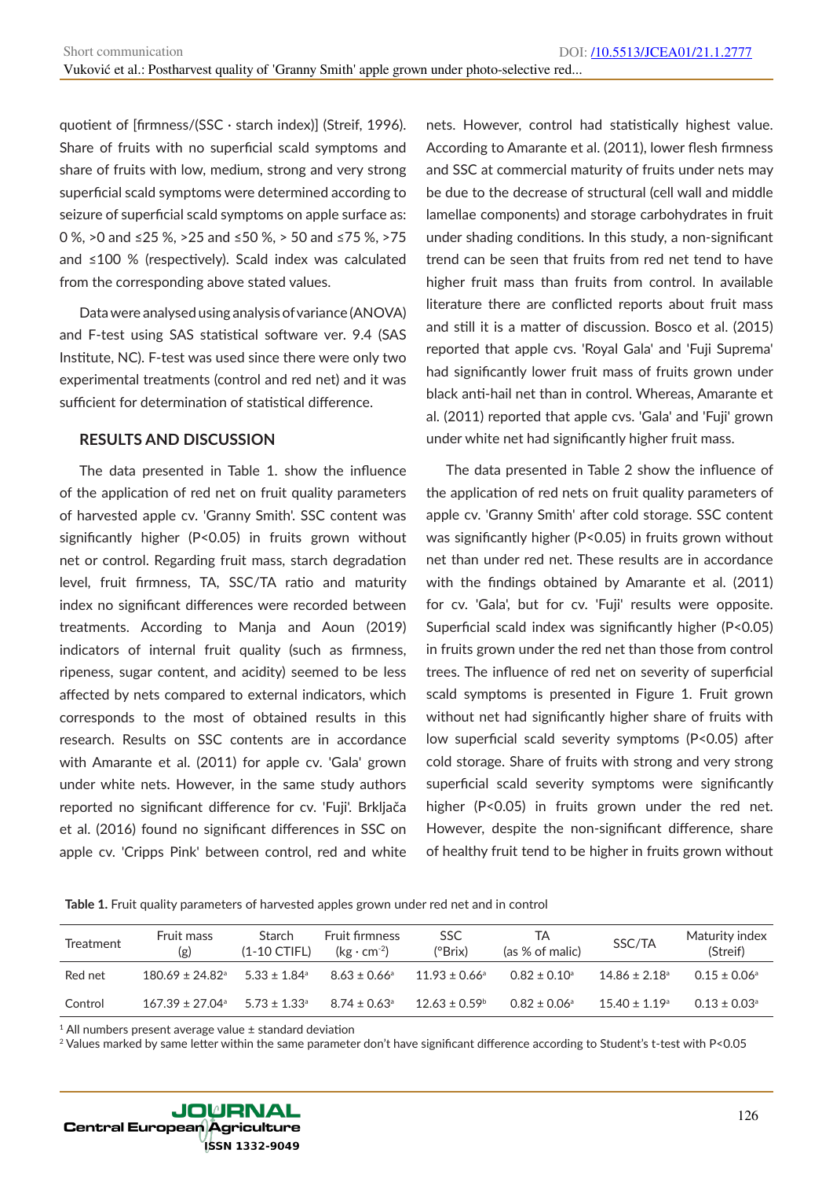quotient of [firmness/(SSC · starch index)] (Streif, 1996). Share of fruits with no superficial scald symptoms and share of fruits with low, medium, strong and very strong superficial scald symptoms were determined according to seizure of superficial scald symptoms on apple surface as: 0 %, >0 and ≤25 %, >25 and ≤50 %, > 50 and ≤75 %, >75 and ≤100 % (respectively). Scald index was calculated from the corresponding above stated values.

Data were analysed using analysis of variance (ANOVA) and F-test using SAS statistical software ver. 9.4 (SAS Institute, NC). F-test was used since there were only two experimental treatments (control and red net) and it was sufficient for determination of statistical difference.

## RESULTS AND DISCUSSION

The data presented in Table 1. show the influence of the application of red net on fruit quality parameters of harvested apple cv. 'Granny Smith'. SSC content was significantly higher ($P<0.05$) in fruits grown without net or control. Regarding fruit mass, starch degradation level, fruit firmness, TA, SSC/TA ratio and maturity index no significant differences were recorded between treatments. According to Manja and Aoun (2019) indicators of internal fruit quality (such as firmness, ripeness, sugar content, and acidity) seemed to be less affected by nets compared to external indicators, which corresponds to the most of obtained results in this research. Results on SSC contents are in accordance with Amarante et al. (2011) for apple cv. 'Gala' grown under white nets. However, in the same study authors reported no significant difference for cv. 'Fuji'. Brkljača et al. (2016) found no significant differences in SSC on apple cv. 'Cripps Pink' between control, red and white nets. However, control had statistically highest value. According to Amarante et al. (2011), lower flesh firmness and SSC at commercial maturity of fruits under nets may be due to the decrease of structural (cell wall and middle lamellae components) and storage carbohydrates in fruit under shading conditions. In this study, a non-significant trend can be seen that fruits from red net tend to have higher fruit mass than fruits from control. In available literature there are conflicted reports about fruit mass and still it is a matter of discussion. Bosco et al. (2015) reported that apple cvs. 'Royal Gala' and 'Fuji Suprema' had significantly lower fruit mass of fruits grown under black anti-hail net than in control. Whereas, Amarante et al. (2011) reported that apple cvs. 'Gala' and 'Fuji' grown under white net had significantly higher fruit mass.

The data presented in Table 2 show the influence of the application of red nets on fruit quality parameters of apple cv. 'Granny Smith' after cold storage. SSC content was significantly higher ($P<0.05$) in fruits grown without net than under red net. These results are in accordance with the findings obtained by Amarante et al. (2011) for cv. 'Gala', but for cv. 'Fuji' results were opposite. Superficial scald index was significantly higher ($P<0.05$) in fruits grown under the red net than those from control trees. The influence of red net on severity of superficial scald symptoms is presented in Figure 1. Fruit grown without net had significantly higher share of fruits with low superficial scald severity symptoms ($P<0.05$) after cold storage. Share of fruits with strong and very strong superficial scald severity symptoms were significantly higher ($P<0.05$) in fruits grown under the red net. However, despite the non-significant difference, share of healthy fruit tend to be higher in fruits grown without

**Table 1.** Fruit quality parameters of harvested apples grown under red net and in control

| Treatment | Fruit mass (g) | Starch (1-10 CTIFL) | Fruit firmness ($kg \cdot cm^{-2}$) | SSC (°Brix) | TA (as % of malic) | SSC/TA | Maturity index (Streif) |
|---|---|---|---|---|---|---|---|
| Red net | 180.69 ± 24.82[a] | 5.33 ± 1.84[a] | 8.63 ± 0.66[a] | 11.93 ± 0.66[a] | 0.82 ± 0.10[a] | 14.86 ± 2.18[a] | 0.15 ± 0.06[a] |
| Control | 167.39 ± 27.04[a] | 5.73 ± 1.33[a] | 8.74 ± 0.63[a] | 12.63 ± 0.59[b] | 0.82 ± 0.06[a] | 15.40 ± 1.19[a] | 0.13 ± 0.03[a] |

[1] All numbers present average value ± standard deviation
[2] Values marked by same letter within the same parameter don't have significant difference according to Student's t-test with $P<0.05$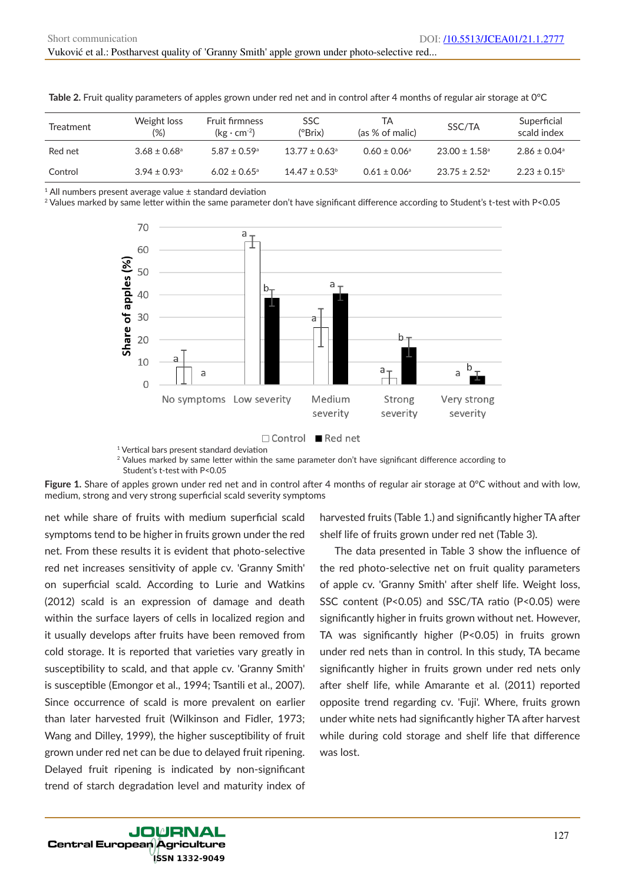**Table 2.** Fruit quality parameters of apples grown under red net and in control after 4 months of regular air storage at 0°C

| Treatment | Weight loss (%) | Fruit firmness ($kg \cdot cm^{-2}$) | SSC (°Brix) | TA (as % of malic) | SSC/TA | Superficial scald index |
|---|---|---|---|---|---|---|
| Red net | 3.68 ± 0.68[a] | 5.87 ± 0.59[a] | 13.77 ± 0.63[a] | 0.60 ± 0.06[a] | 23.00 ± 1.58[a] | 2.86 ± 0.04[a] |
| Control | 3.94 ± 0.93[a] | 6.02 ± 0.65[a] | 14.47 ± 0.53[b] | 0.61 ± 0.06[a] | 23.75 ± 2.52[a] | 2.23 ± 0.15[b] |

[1] All numbers present average value ± standard deviation
[2] Values marked by same letter within the same parameter don't have significant difference according to Student's t-test with P<0.05

[1] Vertical bars present standard deviation
[2] Values marked by same letter within the same parameter don't have significant difference according to Student's t-test with P<0.05

**Figure 1.** Share of apples grown under red net and in control after 4 months of regular air storage at 0°C without and with low, medium, strong and very strong superficial scald severity symptoms

net while share of fruits with medium superficial scald symptoms tend to be higher in fruits grown under the red net. From these results it is evident that photo-selective red net increases sensitivity of apple cv. 'Granny Smith' on superficial scald. According to Lurie and Watkins (2012) scald is an expression of damage and death within the surface layers of cells in localized region and it usually develops after fruits have been removed from cold storage. It is reported that varieties vary greatly in susceptibility to scald, and that apple cv. 'Granny Smith' is susceptible (Emongor et al., 1994; Tsantili et al., 2007). Since occurrence of scald is more prevalent on earlier than later harvested fruit (Wilkinson and Fidler, 1973; Wang and Dilley, 1999), the higher susceptibility of fruit grown under red net can be due to delayed fruit ripening. Delayed fruit ripening is indicated by non-significant trend of starch degradation level and maturity index of harvested fruits (Table 1.) and significantly higher TA after shelf life of fruits grown under red net (Table 3).

The data presented in Table 3 show the influence of the red photo-selective net on fruit quality parameters of apple cv. 'Granny Smith' after shelf life. Weight loss, SSC content (P<0.05) and SSC/TA ratio (P<0.05) were significantly higher in fruits grown without net. However, TA was significantly higher (P<0.05) in fruits grown under red nets than in control. In this study, TA became significantly higher in fruits grown under red nets only after shelf life, while Amarante et al. (2011) reported opposite trend regarding cv. 'Fuji'. Where, fruits grown under white nets had significantly higher TA after harvest while during cold storage and shelf life that difference was lost.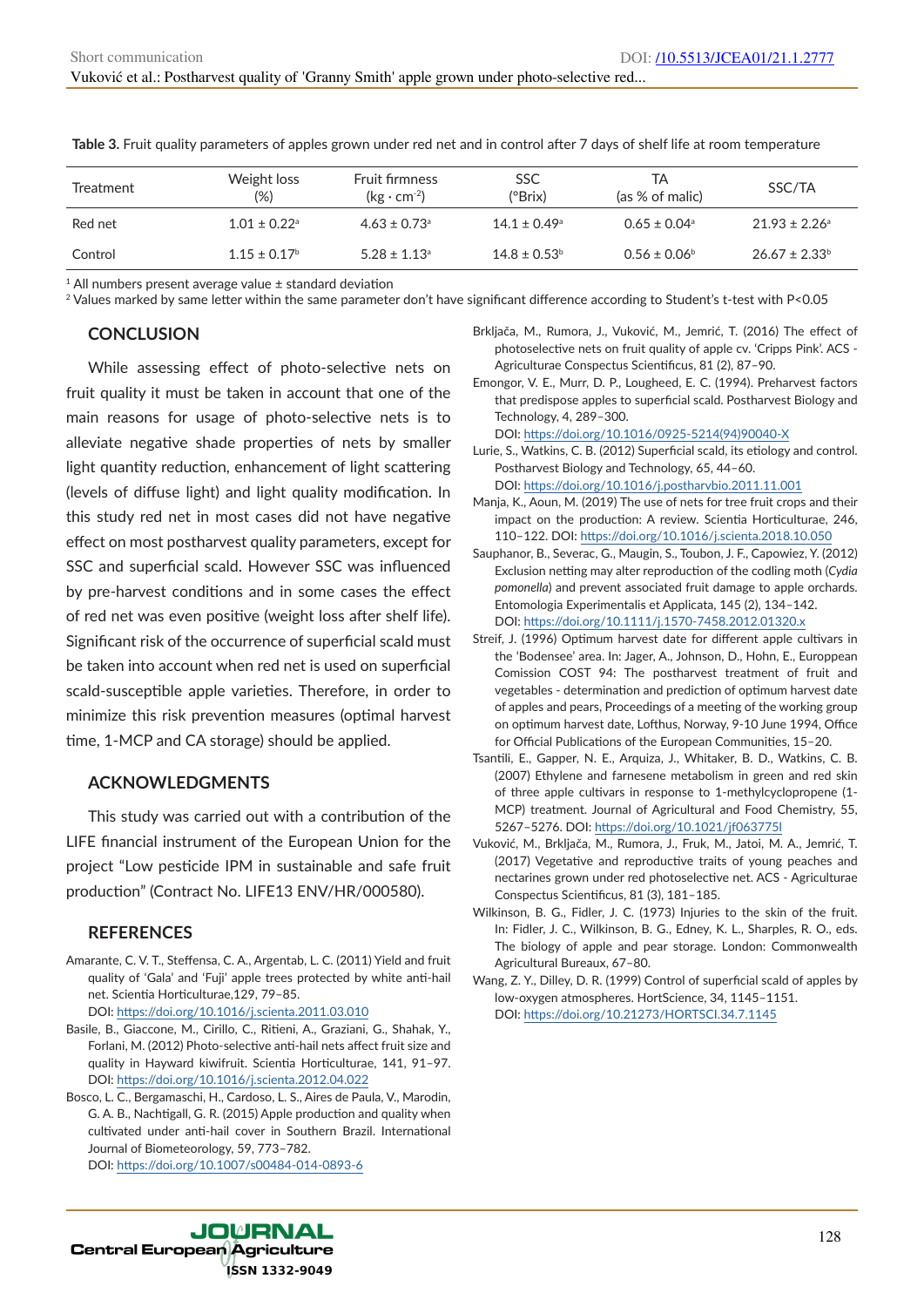**Table 3.** Fruit quality parameters of apples grown under red net and in control after 7 days of shelf life at room temperature

| Treatment | Weight loss (%) | Fruit firmness ($kg \cdot cm^{-2}$) | SSC (°Brix) | TA (as % of malic) | SSC/TA |
|---|---|---|---|---|---|
| Red net | 1.01 ± 0.22[a] | 4.63 ± 0.73[a] | 14.1 ± 0.49[a] | 0.65 ± 0.04[a] | 21.93 ± 2.26[a] |
| Control | 1.15 ± 0.17[b] | 5.28 ± 1.13[a] | 14.8 ± 0.53[b] | 0.56 ± 0.06[b] | 26.67 ± 2.33[b] |

[1] All numbers present average value ± standard deviation

[2] Values marked by same letter within the same parameter don't have significant difference according to Student's t-test with P<0.05

## CONCLUSION

While assessing effect of photo-selective nets on fruit quality it must be taken in account that one of the main reasons for usage of photo-selective nets is to alleviate negative shade properties of nets by smaller light quantity reduction, enhancement of light scattering (levels of diffuse light) and light quality modification. In this study red net in most cases did not have negative effect on most postharvest quality parameters, except for SSC and superficial scald. However SSC was influenced by pre-harvest conditions and in some cases the effect of red net was even positive (weight loss after shelf life). Significant risk of the occurrence of superficial scald must be taken into account when red net is used on superficial scald-susceptible apple varieties. Therefore, in order to minimize this risk prevention measures (optimal harvest time, 1-MCP and CA storage) should be applied.

## ACKNOWLEDGMENTS

This study was carried out with a contribution of the LIFE financial instrument of the European Union for the project "Low pesticide IPM in sustainable and safe fruit production" (Contract No. LIFE13 ENV/HR/000580).

## REFERENCES

Amarante, C. V. T., Steffensa, C. A., Argentab, L. C. (2011) Yield and fruit quality of 'Gala' and 'Fuji' apple trees protected by white anti-hail net. Scientia Horticulturae,129, 79–85. DOI: https://doi.org/10.1016/j.scienta.2011.03.010

Basile, B., Giaccone, M., Cirillo, C., Ritieni, A., Graziani, G., Shahak, Y., Forlani, M. (2012) Photo-selective anti-hail nets affect fruit size and quality in Hayward kiwifruit. Scientia Horticulturae, 141, 91–97. DOI: https://doi.org/10.1016/j.scienta.2012.04.022

Bosco, L. C., Bergamaschi, H., Cardoso, L. S., Aires de Paula, V., Marodin, G. A. B., Nachtigall, G. R. (2015) Apple production and quality when cultivated under anti-hail cover in Southern Brazil. International Journal of Biometeorology, 59, 773–782. DOI: https://doi.org/10.1007/s00484-014-0893-6

Brkljača, M., Rumora, J., Vuković, M., Jemrić, T. (2016) The effect of photoselective nets on fruit quality of apple cv. 'Cripps Pink'. ACS - Agriculturae Conspectus Scientificus, 81 (2), 87–90.

Emongor, V. E., Murr, D. P., Lougheed, E. C. (1994). Preharvest factors that predispose apples to superficial scald. Postharvest Biology and Technology, 4, 289–300. DOI: https://doi.org/10.1016/0925-5214(94)90040-X

Lurie, S., Watkins, C. B. (2012) Superficial scald, its etiology and control. Postharvest Biology and Technology, 65, 44–60. DOI: https://doi.org/10.1016/j.postharvbio.2011.11.001

Manja, K., Aoun, M. (2019) The use of nets for tree fruit crops and their impact on the production: A review. Scientia Horticulturae, 246, 110–122. DOI: https://doi.org/10.1016/j.scienta.2018.10.050

Sauphanor, B., Severac, G., Maugin, S., Toubon, J. F., Capowiez, Y. (2012) Exclusion netting may alter reproduction of the codling moth (*Cydia pomonella*) and prevent associated fruit damage to apple orchards. Entomologia Experimentalis et Applicata, 145 (2), 134–142. DOI: https://doi.org/10.1111/j.1570-7458.2012.01320.x

Streif, J. (1996) Optimum harvest date for different apple cultivars in the 'Bodensee' area. In: Jager, A., Johnson, D., Hohn, E., Europpean Comission COST 94: The postharvest treatment of fruit and vegetables - determination and prediction of optimum harvest date of apples and pears, Proceedings of a meeting of the working group on optimum harvest date, Lofthus, Norway, 9-10 June 1994, Office for Official Publications of the European Communities, 15–20.

Tsantili, E., Gapper, N. E., Arquiza, J., Whitaker, B. D., Watkins, C. B. (2007) Ethylene and farnesene metabolism in green and red skin of three apple cultivars in response to 1-methylcyclopropene (1-MCP) treatment. Journal of Agricultural and Food Chemistry, 55, 5267–5276. DOI: https://doi.org/10.1021/jf063775l

Vuković, M., Brkljača, M., Rumora, J., Fruk, M., Jatoi, M. A., Jemrić, T. (2017) Vegetative and reproductive traits of young peaches and nectarines grown under red photoselective net. ACS - Agriculturae Conspectus Scientificus, 81 (3), 181–185.

Wilkinson, B. G., Fidler, J. C. (1973) Injuries to the skin of the fruit. In: Fidler, J. C., Wilkinson, B. G., Edney, K. L., Sharples, R. O., eds. The biology of apple and pear storage. London: Commonwealth Agricultural Bureaux, 67–80.

Wang, Z. Y., Dilley, D. R. (1999) Control of superficial scald of apples by low-oxygen atmospheres. HortScience, 34, 1145–1151. DOI: https://doi.org/10.21273/HORTSCI.34.7.1145